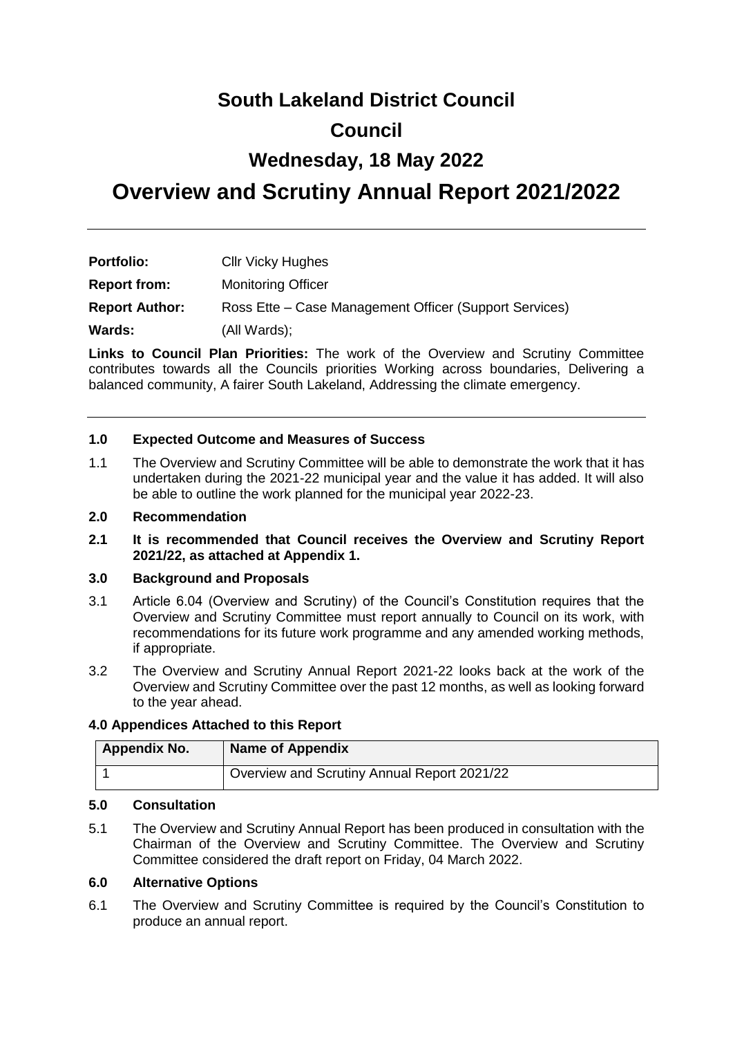# South Lakeland District Council

# Council

# Wednesday, 18 May 2022

# Overview and Scrutiny Annual Report 2021/2022

---

**Portfolio:** Cllr Vicky Hughes

**Report from:** Monitoring Officer

**Report Author:** Ross Ette – Case Management Officer (Support Services)

**Wards:** (All Wards);

**Links to Council Plan Priorities:** The work of the Overview and Scrutiny Committee contributes towards all the Councils priorities Working across boundaries, Delivering a balanced community, A fairer South Lakeland, Addressing the climate emergency.

---

### 1.0 Expected Outcome and Measures of Success

1.1 The Overview and Scrutiny Committee will be able to demonstrate the work that it has undertaken during the 2021-22 municipal year and the value it has added. It will also be able to outline the work planned for the municipal year 2022-23.

### 2.0 Recommendation

**2.1 It is recommended that Council receives the Overview and Scrutiny Report 2021/22, as attached at Appendix 1.**

### 3.0 Background and Proposals

3.1 Article 6.04 (Overview and Scrutiny) of the Council's Constitution requires that the Overview and Scrutiny Committee must report annually to Council on its work, with recommendations for its future work programme and any amended working methods, if appropriate.

3.2 The Overview and Scrutiny Annual Report 2021-22 looks back at the work of the Overview and Scrutiny Committee over the past 12 months, as well as looking forward to the year ahead.

### 4.0 Appendices Attached to this Report

| Appendix No. | Name of Appendix |
| --- | --- |
| 1 | Overview and Scrutiny Annual Report 2021/22 |

### 5.0 Consultation

5.1 The Overview and Scrutiny Annual Report has been produced in consultation with the Chairman of the Overview and Scrutiny Committee. The Overview and Scrutiny Committee considered the draft report on Friday, 04 March 2022.

### 6.0 Alternative Options

6.1 The Overview and Scrutiny Committee is required by the Council's Constitution to produce an annual report.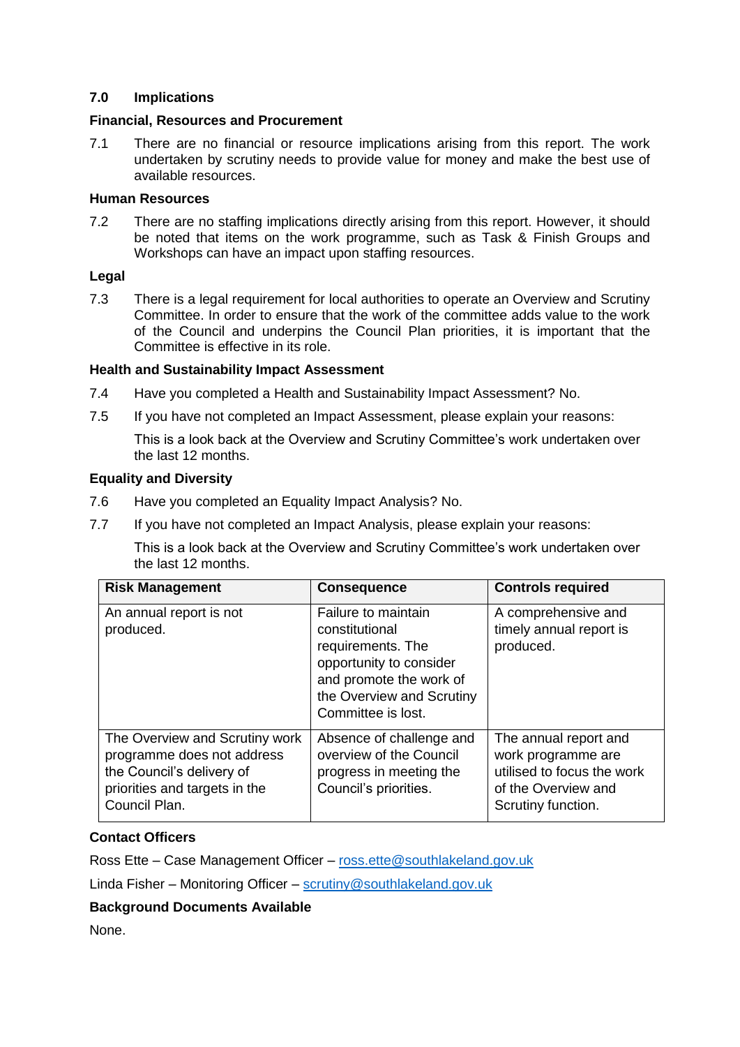## 7.0 Implications

### Financial, Resources and Procurement

7.1 There are no financial or resource implications arising from this report. The work undertaken by scrutiny needs to provide value for money and make the best use of available resources.

### Human Resources

7.2 There are no staffing implications directly arising from this report. However, it should be noted that items on the work programme, such as Task & Finish Groups and Workshops can have an impact upon staffing resources.

### Legal

7.3 There is a legal requirement for local authorities to operate an Overview and Scrutiny Committee. In order to ensure that the work of the committee adds value to the work of the Council and underpins the Council Plan priorities, it is important that the Committee is effective in its role.

### Health and Sustainability Impact Assessment

7.4 Have you completed a Health and Sustainability Impact Assessment? No.

7.5 If you have not completed an Impact Assessment, please explain your reasons:

This is a look back at the Overview and Scrutiny Committee's work undertaken over the last 12 months.

### Equality and Diversity

7.6 Have you completed an Equality Impact Analysis? No.

7.7 If you have not completed an Impact Analysis, please explain your reasons:

This is a look back at the Overview and Scrutiny Committee's work undertaken over the last 12 months.

| Risk Management | Consequence | Controls required |
|---|---|---|
| An annual report is not produced. | Failure to maintain constitutional requirements. The opportunity to consider and promote the work of the Overview and Scrutiny Committee is lost. | A comprehensive and timely annual report is produced. |
| The Overview and Scrutiny work programme does not address the Council's delivery of priorities and targets in the Council Plan. | Absence of challenge and overview of the Council progress in meeting the Council's priorities. | The annual report and work programme are utilised to focus the work of the Overview and Scrutiny function. |

### Contact Officers

Ross Ette – Case Management Officer – ross.ette@southlakeland.gov.uk

Linda Fisher – Monitoring Officer – scrutiny@southlakeland.gov.uk

### Background Documents Available

None.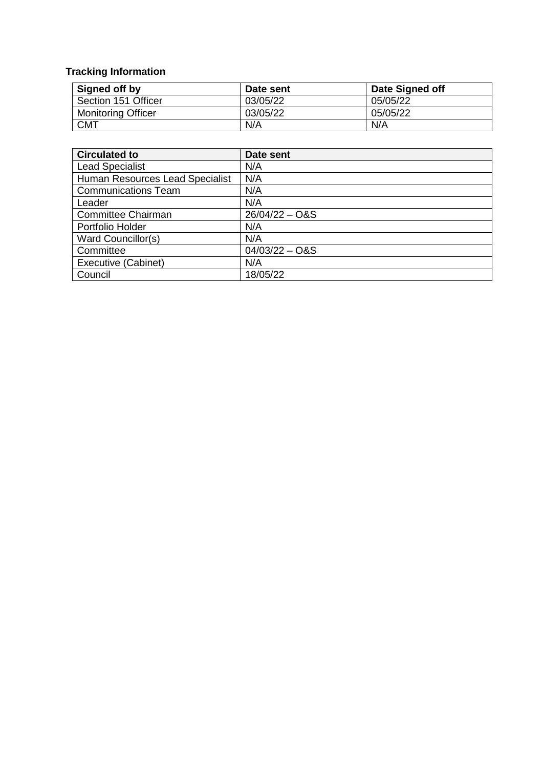**Tracking Information**

| Signed off by | Date sent | Date Signed off |
|---|---|---|
| Section 151 Officer | 03/05/22 | 05/05/22 |
| Monitoring Officer | 03/05/22 | 05/05/22 |
| CMT | N/A | N/A |

| Circulated to | Date sent |
|---|---|
| Lead Specialist | N/A |
| Human Resources Lead Specialist | N/A |
| Communications Team | N/A |
| Leader | N/A |
| Committee Chairman | 26/04/22 – O&S |
| Portfolio Holder | N/A |
| Ward Councillor(s) | N/A |
| Committee | 04/03/22 – O&S |
| Executive (Cabinet) | N/A |
| Council | 18/05/22 |